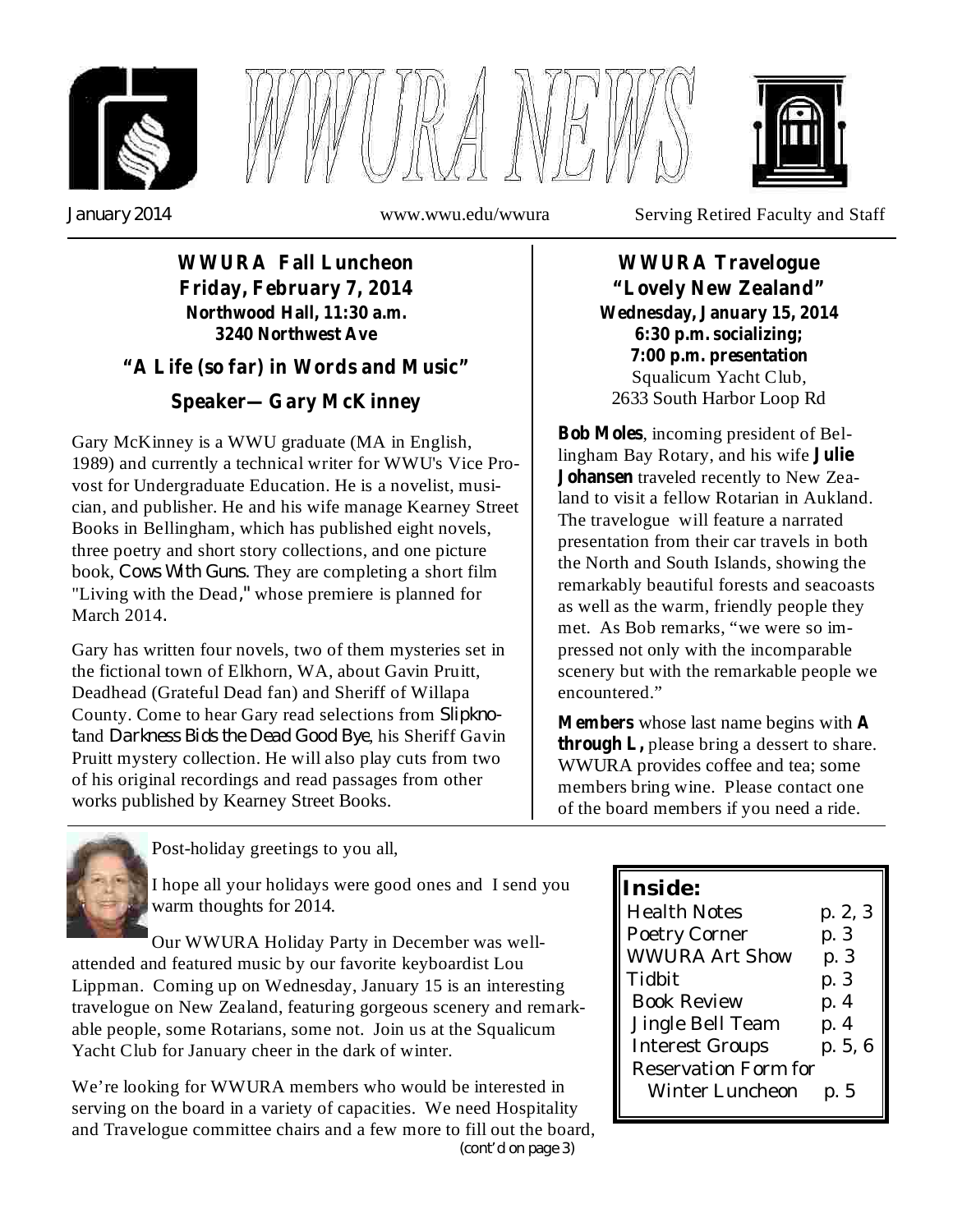# WWURA NEWS

January 2014 www.wwu.edu/wwura Serving Retired Faculty and Staff

## WWURA Fall Luncheon

**Friday, February 7, 2014**

**Northwood Hall, 11:30 a.m.**
**3240 Northwest Ave**

### "A Life (so far) in Words and Music"

### Speaker—Gary McKinney

Gary McKinney is a WWU graduate (MA in English, 1989) and currently a technical writer for WWU's Vice Provost for Undergraduate Education. He is a novelist, musician, and publisher. He and his wife manage Kearney Street Books in Bellingham, which has published eight novels, three poetry and short story collections, and one picture book, *Cows With Guns*. They are completing a short film "Living with the Dead," whose premiere is planned for March 2014.

Gary has written four novels, two of them mysteries set in the fictional town of Elkhorn, WA, about Gavin Pruitt, Deadhead (Grateful Dead fan) and Sheriff of Willapa County. Come to hear Gary read selections from *Slipknot* and *Darkness Bids the Dead Good Bye*, his Sheriff Gavin Pruitt mystery collection. He will also play cuts from two of his original recordings and read passages from other works published by Kearney Street Books.

## WWURA Travelogue

**"Lovely New Zealand"**

**Wednesday, January 15, 2014**
**6:30 p.m. socializing;**
**7:00 p.m. presentation**

Squalicum Yacht Club,
2633 South Harbor Loop Rd

**Bob Moles**, incoming president of Bellingham Bay Rotary, and his wife **Julie Johansen** traveled recently to New Zealand to visit a fellow Rotarian in Aukland. The travelogue will feature a narrated presentation from their car travels in both the North and South Islands, showing the remarkably beautiful forests and seacoasts as well as the warm, friendly people they met. As Bob remarks, "we were so impressed not only with the incomparable scenery but with the remarkable people we encountered."

**Members** whose last name begins with **A through L,** please bring a dessert to share. WWURA provides coffee and tea; some members bring wine. Please contact one of the board members if you need a ride.

---

Post-holiday greetings to you all,

I hope all your holidays were good ones and I send you warm thoughts for 2014.

Our WWURA Holiday Party in December was well-attended and featured music by our favorite keyboardist Lou Lippman. Coming up on Wednesday, January 15 is an interesting travelogue on New Zealand, featuring gorgeous scenery and remarkable people, some Rotarians, some not. Join us at the Squalicum Yacht Club for January cheer in the dark of winter.

We're looking for WWURA members who would be interested in serving on the board in a variety of capacities. We need Hospitality and Travelogue committee chairs and a few more to fill out the board,

(cont'd on page 3)

**Inside:**

| | |
|---|---|
| Health Notes | p. 2, 3 |
| Poetry Corner | p. 3 |
| WWURA Art Show | p. 3 |
| Tidbit | p. 3 |
| Book Review | p. 4 |
| Jingle Bell Team | p. 4 |
| Interest Groups | p. 5, 6 |
| Reservation Form for Winter Luncheon | p. 5 |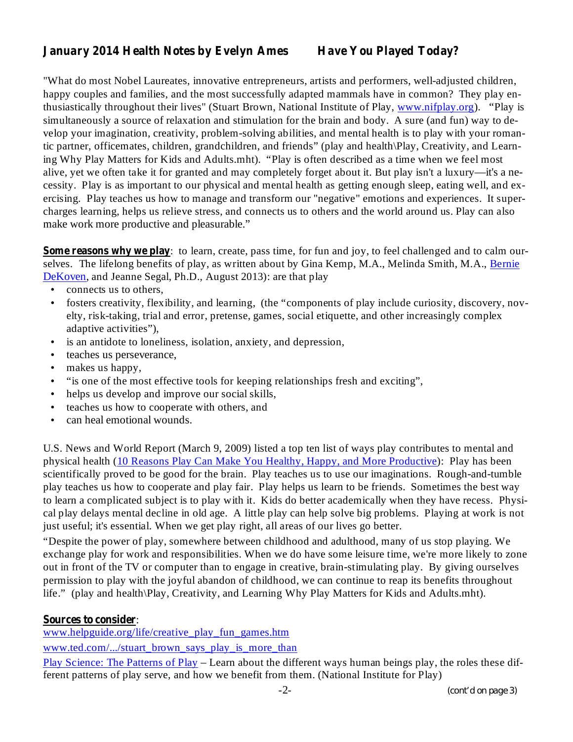## January 2014 Health Notes by Evelyn Ames — Have You Played Today?

"What do most Nobel Laureates, innovative entrepreneurs, artists and performers, well-adjusted children, happy couples and families, and the most successfully adapted mammals have in common? They play enthusiastically throughout their lives" (Stuart Brown, National Institute of Play, [www.nifplay.org](http://www.nifplay.org)). "Play is simultaneously a source of relaxation and stimulation for the brain and body. A sure (and fun) way to develop your imagination, creativity, problem-solving abilities, and mental health is to play with your romantic partner, officemates, children, grandchildren, and friends" (play and health\Play, Creativity, and Learning Why Play Matters for Kids and Adults.mht). "Play is often described as a time when we feel most alive, yet we often take it for granted and may completely forget about it. But play isn't a luxury—it's a necessity. Play is as important to our physical and mental health as getting enough sleep, eating well, and exercising. Play teaches us how to manage and transform our "negative" emotions and experiences. It supercharges learning, helps us relieve stress, and connects us to others and the world around us. Play can also make work more productive and pleasurable."

**Some reasons why we play**: to learn, create, pass time, for fun and joy, to feel challenged and to calm ourselves. The lifelong benefits of play, as written about by Gina Kemp, M.A., Melinda Smith, M.A., Bernie DeKoven, and Jeanne Segal, Ph.D., August 2013): are that play

- connects us to others,
- fosters creativity, flexibility, and learning, (the "components of play include curiosity, discovery, novelty, risk-taking, trial and error, pretense, games, social etiquette, and other increasingly complex adaptive activities"),
- is an antidote to loneliness, isolation, anxiety, and depression,
- teaches us perseverance,
- makes us happy,
- "is one of the most effective tools for keeping relationships fresh and exciting",
- helps us develop and improve our social skills,
- teaches us how to cooperate with others, and
- can heal emotional wounds.

U.S. News and World Report (March 9, 2009) listed a top ten list of ways play contributes to mental and physical health (10 Reasons Play Can Make You Healthy, Happy, and More Productive): Play has been scientifically proved to be good for the brain. Play teaches us to use our imaginations. Rough-and-tumble play teaches us how to cooperate and play fair. Play helps us learn to be friends. Sometimes the best way to learn a complicated subject is to play with it. Kids do better academically when they have recess. Physical play delays mental decline in old age. A little play can help solve big problems. Playing at work is not just useful; it's essential. When we get play right, all areas of our lives go better.

"Despite the power of play, somewhere between childhood and adulthood, many of us stop playing. We exchange play for work and responsibilities. When we do have some leisure time, we're more likely to zone out in front of the TV or computer than to engage in creative, brain-stimulating play. By giving ourselves permission to play with the joyful abandon of childhood, we can continue to reap its benefits throughout life." (play and health\Play, Creativity, and Learning Why Play Matters for Kids and Adults.mht).

**Sources to consider**:

www.helpguide.org/life/creative_play_fun_games.htm

www.ted.com/.../stuart_brown_says_play_is_more_than

Play Science: The Patterns of Play – Learn about the different ways human beings play, the roles these different patterns of play serve, and how we benefit from them. (National Institute for Play)

(cont'd on page 3)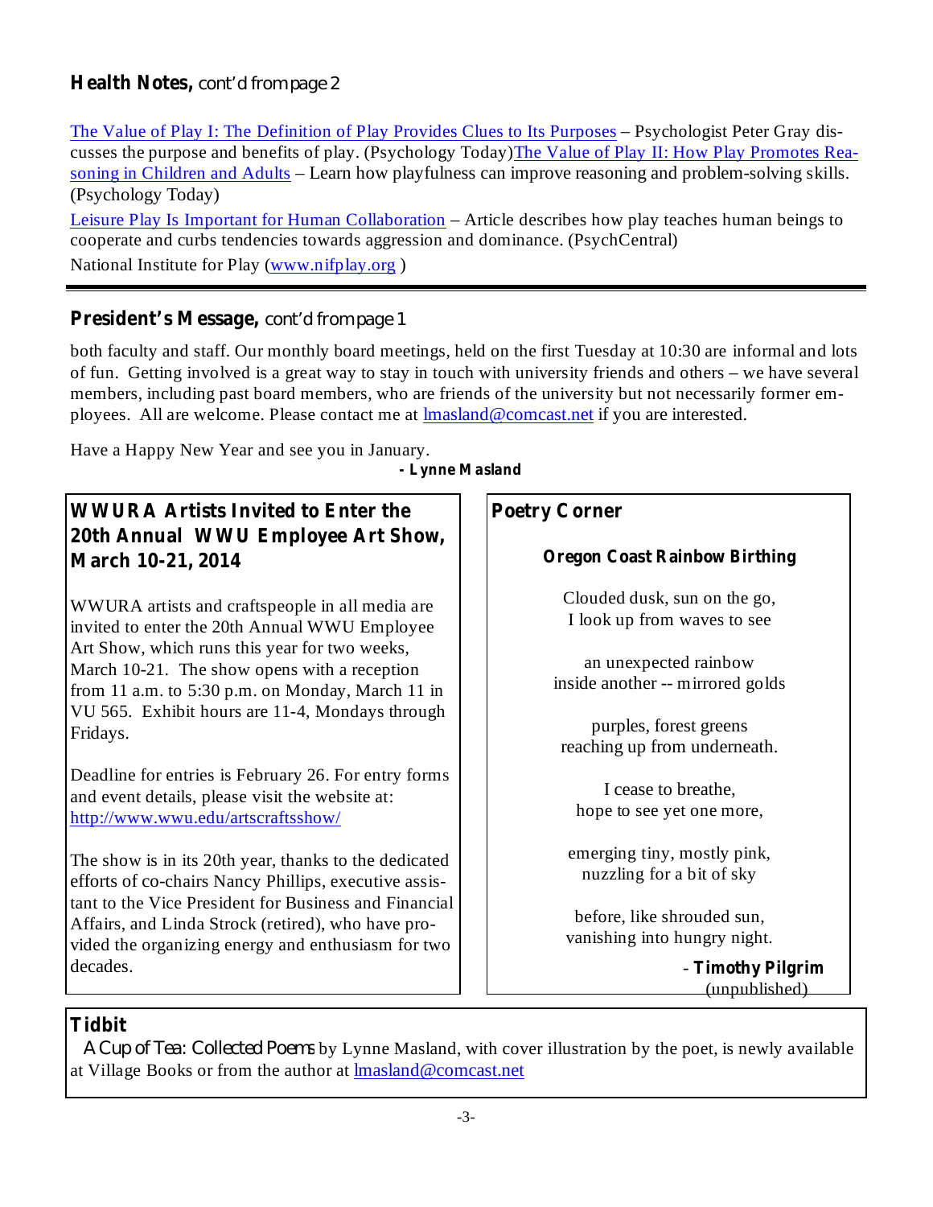## Health Notes, cont'd from page 2

[The Value of Play I: The Definition of Play Provides Clues to Its Purposes] – Psychologist Peter Gray discusses the purpose and benefits of play. (Psychology Today)[The Value of Play II: How Play Promotes Reasoning in Children and Adults] – Learn how playfulness can improve reasoning and problem-solving skills. (Psychology Today)

[Leisure Play Is Important for Human Collaboration] – Article describes how play teaches human beings to cooperate and curbs tendencies towards aggression and dominance. (PsychCentral)

National Institute for Play (www.nifplay.org )

---

## President's Message, cont'd from page 1

both faculty and staff. Our monthly board meetings, held on the first Tuesday at 10:30 are informal and lots of fun. Getting involved is a great way to stay in touch with university friends and others – we have several members, including past board members, who are friends of the university but not necessarily former employees. All are welcome. Please contact me at lmasland@comcast.net if you are interested.

Have a Happy New Year and see you in January.

**- Lynne Masland**

## WWURA Artists Invited to Enter the 20th Annual WWU Employee Art Show, March 10-21, 2014

WWURA artists and craftspeople in all media are invited to enter the 20th Annual WWU Employee Art Show, which runs this year for two weeks, March 10-21. The show opens with a reception from 11 a.m. to 5:30 p.m. on Monday, March 11 in VU 565. Exhibit hours are 11-4, Mondays through Fridays.

Deadline for entries is February 26. For entry forms and event details, please visit the website at: http://www.wwu.edu/artscraftsshow/

The show is in its 20th year, thanks to the dedicated efforts of co-chairs Nancy Phillips, executive assistant to the Vice President for Business and Financial Affairs, and Linda Strock (retired), who have provided the organizing energy and enthusiasm for two decades.

## Poetry Corner

### Oregon Coast Rainbow Birthing

Clouded dusk, sun on the go,
I look up from waves to see

an unexpected rainbow
inside another -- mirrored golds

purples, forest greens
reaching up from underneath.

I cease to breathe,
hope to see yet one more,

emerging tiny, mostly pink,
nuzzling for a bit of sky

before, like shrouded sun,
vanishing into hungry night.

\- **Timothy Pilgrim**
(unpublished)

## Tidbit

*A Cup of Tea: Collected Poems* by Lynne Masland, with cover illustration by the poet, is newly available at Village Books or from the author at lmasland@comcast.net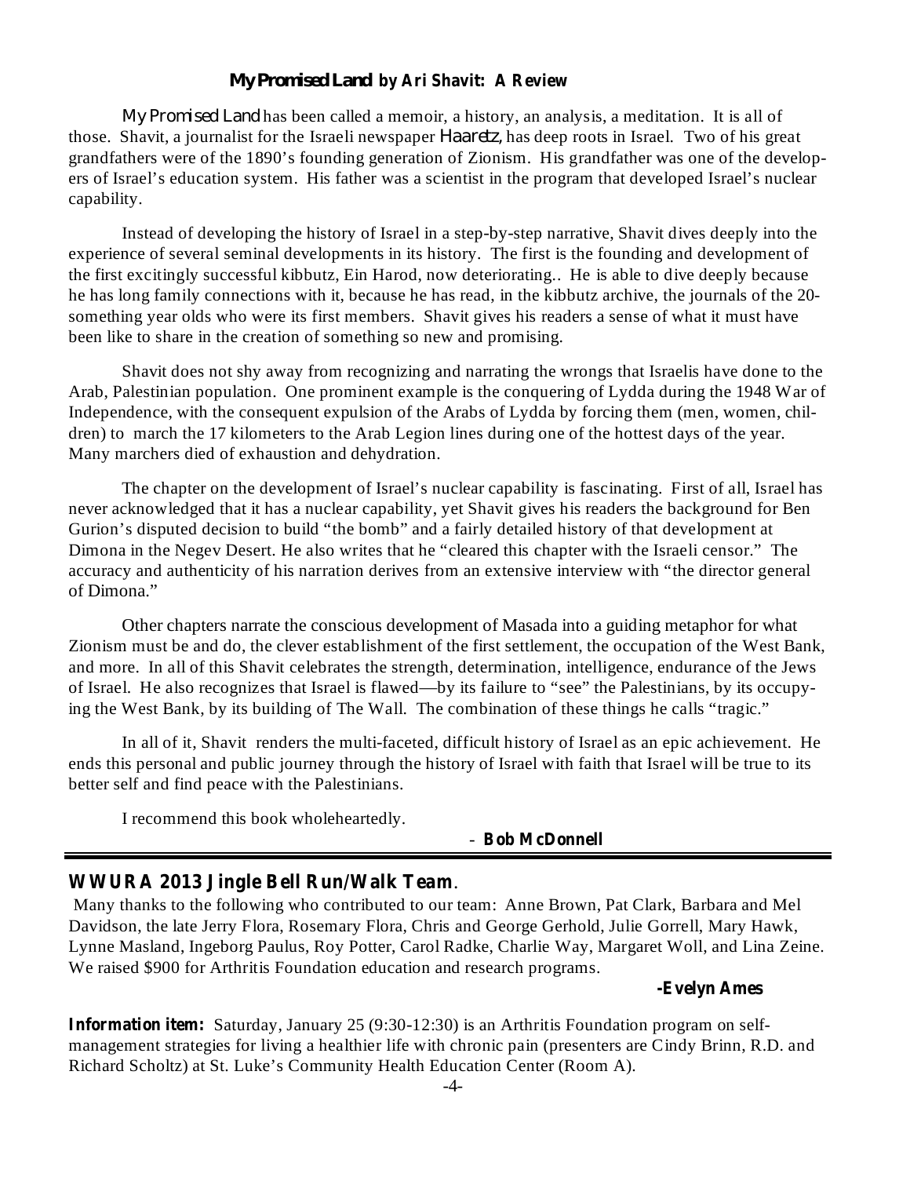### *My Promised Land* by Ari Shavit: A Review

*My Promised Land* has been called a memoir, a history, an analysis, a meditation. It is all of those. Shavit, a journalist for the Israeli newspaper *Haaretz*, has deep roots in Israel. Two of his great grandfathers were of the 1890's founding generation of Zionism. His grandfather was one of the developers of Israel's education system. His father was a scientist in the program that developed Israel's nuclear capability.

Instead of developing the history of Israel in a step-by-step narrative, Shavit dives deeply into the experience of several seminal developments in its history. The first is the founding and development of the first excitingly successful kibbutz, Ein Harod, now deteriorating.. He is able to dive deeply because he has long family connections with it, because he has read, in the kibbutz archive, the journals of the 20-something year olds who were its first members. Shavit gives his readers a sense of what it must have been like to share in the creation of something so new and promising.

Shavit does not shy away from recognizing and narrating the wrongs that Israelis have done to the Arab, Palestinian population. One prominent example is the conquering of Lydda during the 1948 War of Independence, with the consequent expulsion of the Arabs of Lydda by forcing them (men, women, children) to march the 17 kilometers to the Arab Legion lines during one of the hottest days of the year. Many marchers died of exhaustion and dehydration.

The chapter on the development of Israel's nuclear capability is fascinating. First of all, Israel has never acknowledged that it has a nuclear capability, yet Shavit gives his readers the background for Ben Gurion's disputed decision to build "the bomb" and a fairly detailed history of that development at Dimona in the Negev Desert. He also writes that he "cleared this chapter with the Israeli censor." The accuracy and authenticity of his narration derives from an extensive interview with "the director general of Dimona."

Other chapters narrate the conscious development of Masada into a guiding metaphor for what Zionism must be and do, the clever establishment of the first settlement, the occupation of the West Bank, and more. In all of this Shavit celebrates the strength, determination, intelligence, endurance of the Jews of Israel. He also recognizes that Israel is flawed—by its failure to "see" the Palestinians, by its occupying the West Bank, by its building of The Wall. The combination of these things he calls "tragic."

In all of it, Shavit renders the multi-faceted, difficult history of Israel as an epic achievement. He ends this personal and public journey through the history of Israel with faith that Israel will be true to its better self and find peace with the Palestinians.

I recommend this book wholeheartedly.

\- **Bob McDonnell**

---

### WWURA 2013 Jingle Bell Run/Walk Team.

Many thanks to the following who contributed to our team: Anne Brown, Pat Clark, Barbara and Mel Davidson, the late Jerry Flora, Rosemary Flora, Chris and George Gerhold, Julie Gorrell, Mary Hawk, Lynne Masland, Ingeborg Paulus, Roy Potter, Carol Radke, Charlie Way, Margaret Woll, and Lina Zeine. We raised $900 for Arthritis Foundation education and research programs.

**-Evelyn Ames**

**Information item:** Saturday, January 25 (9:30-12:30) is an Arthritis Foundation program on self-management strategies for living a healthier life with chronic pain (presenters are Cindy Brinn, R.D. and Richard Scholtz) at St. Luke's Community Health Education Center (Room A).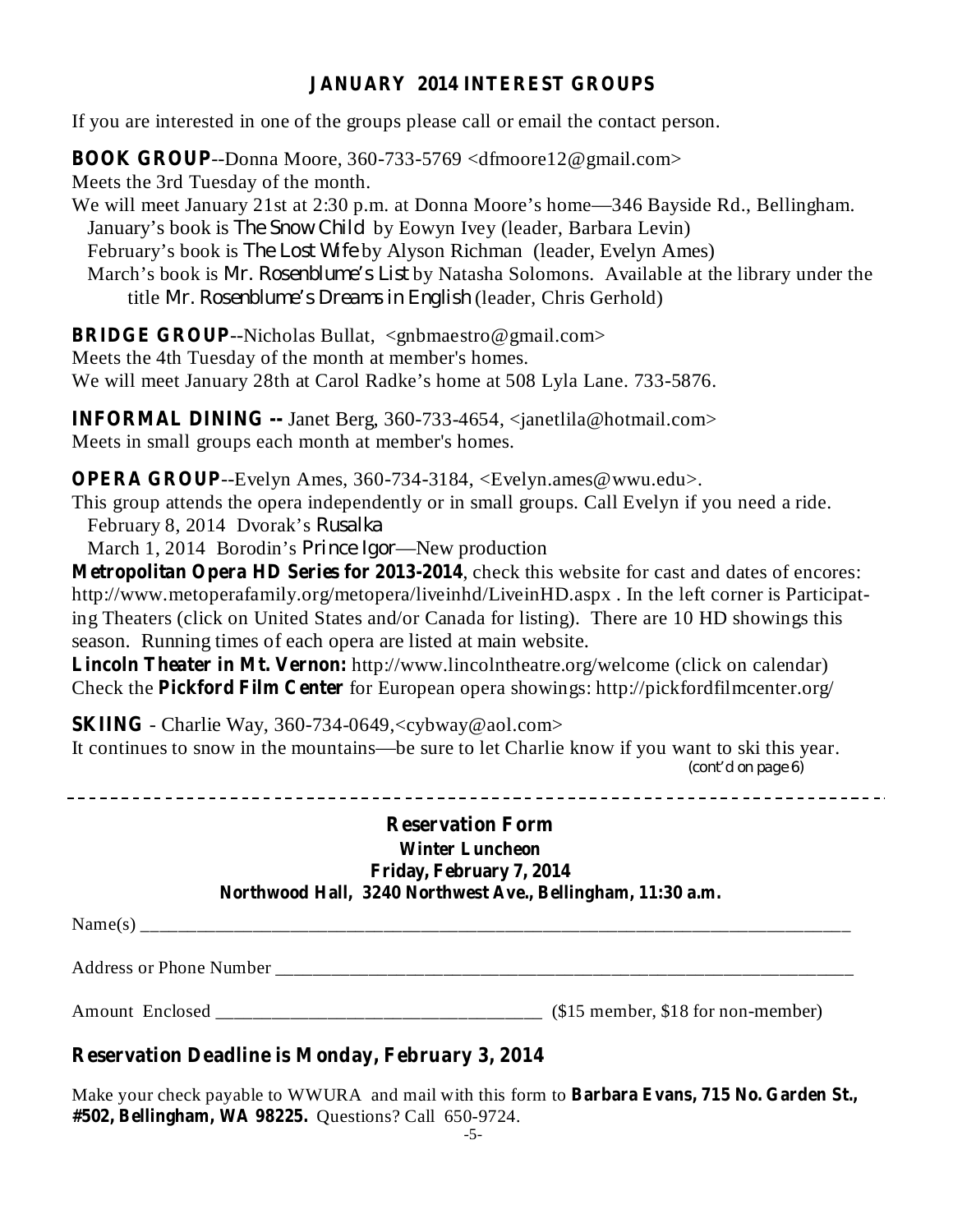## JANUARY 2014 INTEREST GROUPS

If you are interested in one of the groups please call or email the contact person.

**BOOK GROUP**--Donna Moore, 360-733-5769 <dfmoore12@gmail.com>
Meets the 3rd Tuesday of the month.
We will meet January 21st at 2:30 p.m. at Donna Moore's home—346 Bayside Rd., Bellingham.
January's book is *The Snow Child* by Eowyn Ivey (leader, Barbara Levin)
February's book is *The Lost Wife* by Alyson Richman (leader, Evelyn Ames)
March's book is *Mr. Rosenblume's List* by Natasha Solomons. Available at the library under the title *Mr. Rosenblume's Dreams in English* (leader, Chris Gerhold)

**BRIDGE GROUP**--Nicholas Bullat, <gnbmaestro@gmail.com>
Meets the 4th Tuesday of the month at member's homes.
We will meet January 28th at Carol Radke's home at 508 Lyla Lane. 733-5876.

**INFORMAL DINING --** Janet Berg, 360-733-4654, <janetlila@hotmail.com>
Meets in small groups each month at member's homes.

**OPERA GROUP**--Evelyn Ames, 360-734-3184, <Evelyn.ames@wwu.edu>.
This group attends the opera independently or in small groups. Call Evelyn if you need a ride.
February 8, 2014 Dvorak's *Rusalka*
March 1, 2014 Borodin's *Prince Igor*—New production
**Metropolitan Opera HD Series for 2013-2014**, check this website for cast and dates of encores: http://www.metoperafamily.org/metopera/liveinhd/LiveinHD.aspx . In the left corner is Participating Theaters (click on United States and/or Canada for listing). There are 10 HD showings this season. Running times of each opera are listed at main website.
**Lincoln Theater in Mt. Vernon:** http://www.lincolntheatre.org/welcome (click on calendar)
Check the **Pickford Film Center** for European opera showings: http://pickfordfilmcenter.org/

**SKIING** - Charlie Way, 360-734-0649,<cybway@aol.com>
It continues to snow in the mountains—be sure to let Charlie know if you want to ski this year.
(cont'd on page 6)

---

### Reservation Form

**Winter Luncheon**
**Friday, February 7, 2014**
**Northwood Hall, 3240 Northwest Ave., Bellingham, 11:30 a.m.**

Name(s) ____________________________________________________________________________

Address or Phone Number ________________________________________________________

Amount Enclosed __________________________________ ($15 member, $18 for non-member)

**Reservation Deadline is Monday, February 3, 2014**

Make your check payable to WWURA and mail with this form to **Barbara Evans, 715 No. Garden St., #502, Bellingham, WA 98225.** Questions? Call 650-9724.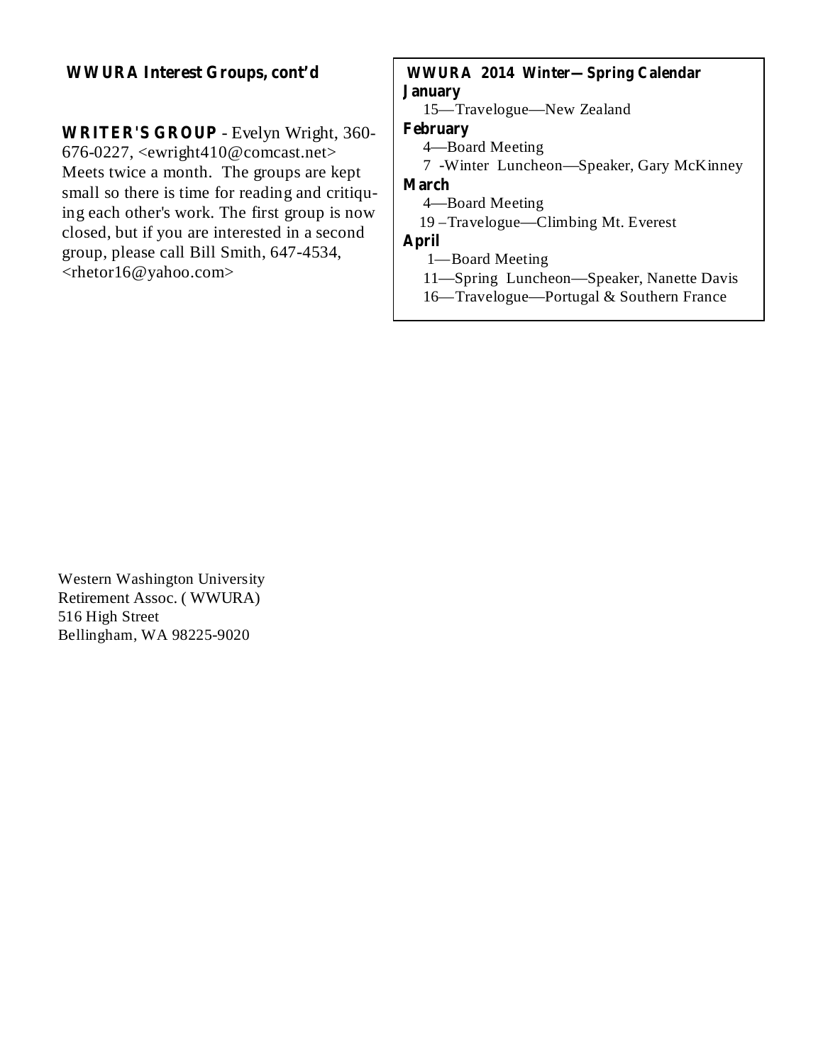## WWURA Interest Groups, cont'd

**WRITER'S GROUP** - Evelyn Wright, 360-676-0227, <ewright410@comcast.net> Meets twice a month. The groups are kept small so there is time for reading and critiquing each other's work. The first group is now closed, but if you are interested in a second group, please call Bill Smith, 647-4534, <rhetor16@yahoo.com>

### WWURA 2014 Winter—Spring Calendar

**January**

15—Travelogue—New Zealand

**February**

4—Board Meeting

7 -Winter Luncheon—Speaker, Gary McKinney

**March**

4—Board Meeting

19 –Travelogue—Climbing Mt. Everest

**April**

1—Board Meeting

11—Spring Luncheon—Speaker, Nanette Davis

16—Travelogue—Portugal & Southern France

Western Washington University
Retirement Assoc. ( WWURA)
516 High Street
Bellingham, WA 98225-9020